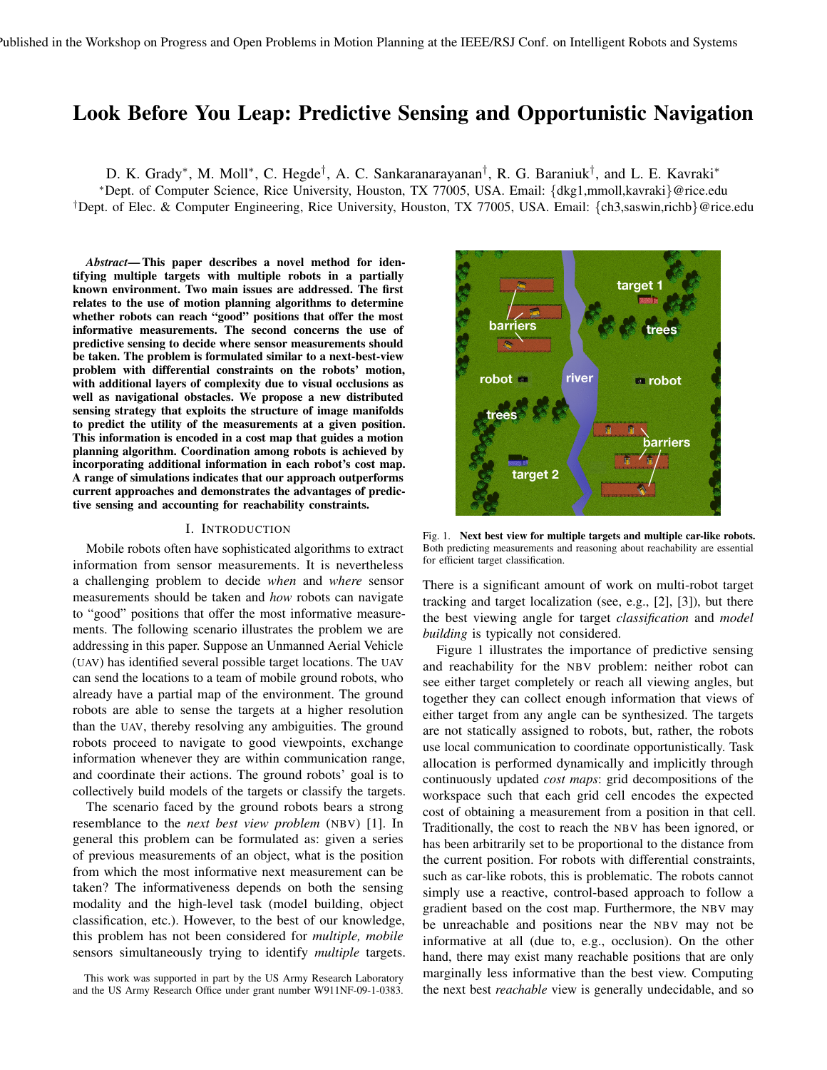Published in the Workshop on Progress and Open Problems in Motion Planning at the IEEE/RSJ Conf. on Intelligent Robots and Systems

# Look Before You Leap: Predictive Sensing and Opportunistic Navigation

D. K. Grady*, M. Moll*, C. Hegde†, A. C. Sankaranarayanan†, R. G. Baraniuk†, and L. E. Kavraki*

*Dept. of Computer Science, Rice University, Houston, TX 77005, USA. Email: {dkg1,mmoll,kavraki}@rice.edu

†Dept. of Elec. & Computer Engineering, Rice University, Houston, TX 77005, USA. Email: {ch3,saswin,richb}@rice.edu

***Abstract*— This paper describes a novel method for identifying multiple targets with multiple robots in a partially known environment. Two main issues are addressed. The first relates to the use of motion planning algorithms to determine whether robots can reach "good" positions that offer the most informative measurements. The second concerns the use of predictive sensing to decide where sensor measurements should be taken. The problem is formulated similar to a next-best-view problem with differential constraints on the robots' motion, with additional layers of complexity due to visual occlusions as well as navigational obstacles. We propose a new distributed sensing strategy that exploits the structure of image manifolds to predict the utility of the measurements at a given position. This information is encoded in a cost map that guides a motion planning algorithm. Coordination among robots is achieved by incorporating additional information in each robot's cost map. A range of simulations indicates that our approach outperforms current approaches and demonstrates the advantages of predictive sensing and accounting for reachability constraints.**

## I. Introduction

Mobile robots often have sophisticated algorithms to extract information from sensor measurements. It is nevertheless a challenging problem to decide *when* and *where* sensor measurements should be taken and *how* robots can navigate to "good" positions that offer the most informative measurements. The following scenario illustrates the problem we are addressing in this paper. Suppose an Unmanned Aerial Vehicle (UAV) has identified several possible target locations. The UAV can send the locations to a team of mobile ground robots, who already have a partial map of the environment. The ground robots are able to sense the targets at a higher resolution than the UAV, thereby resolving any ambiguities. The ground robots proceed to navigate to good viewpoints, exchange information whenever they are within communication range, and coordinate their actions. The ground robots' goal is to collectively build models of the targets or classify the targets.

The scenario faced by the ground robots bears a strong resemblance to the *next best view problem* (NBV) [1]. In general this problem can be formulated as: given a series of previous measurements of an object, what is the position from which the most informative next measurement can be taken? The informativeness depends on both the sensing modality and the high-level task (model building, object classification, etc.). However, to the best of our knowledge, this problem has not been considered for *multiple, mobile* sensors simultaneously trying to identify *multiple* targets.

This work was supported in part by the US Army Research Laboratory and the US Army Research Office under grant number W911NF-09-1-0383.

Fig. 1. **Next best view for multiple targets and multiple car-like robots.** Both predicting measurements and reasoning about reachability are essential for efficient target classification.

There is a significant amount of work on multi-robot target tracking and target localization (see, e.g., [2], [3]), but there the best viewing angle for target *classification* and *model building* is typically not considered.

Figure 1 illustrates the importance of predictive sensing and reachability for the NBV problem: neither robot can see either target completely or reach all viewing angles, but together they can collect enough information that views of either target from any angle can be synthesized. The targets are not statically assigned to robots, but, rather, the robots use local communication to coordinate opportunistically. Task allocation is performed dynamically and implicitly through continuously updated *cost maps*: grid decompositions of the workspace such that each grid cell encodes the expected cost of obtaining a measurement from a position in that cell. Traditionally, the cost to reach the NBV has been ignored, or has been arbitrarily set to be proportional to the distance from the current position. For robots with differential constraints, such as car-like robots, this is problematic. The robots cannot simply use a reactive, control-based approach to follow a gradient based on the cost map. Furthermore, the NBV may be unreachable and positions near the NBV may not be informative at all (due to, e.g., occlusion). On the other hand, there may exist many reachable positions that are only marginally less informative than the best view. Computing the next best *reachable* view is generally undecidable, and so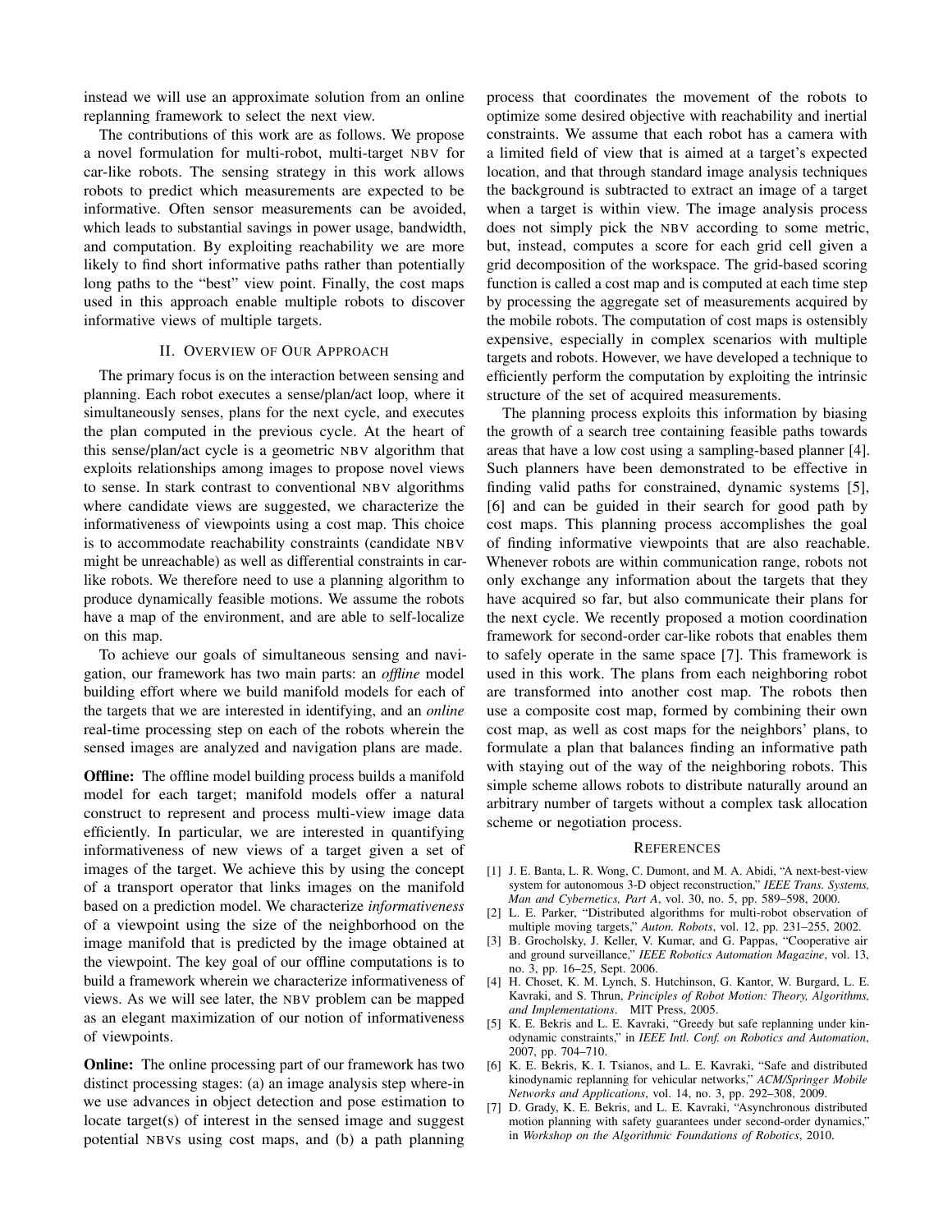instead we will use an approximate solution from an online replanning framework to select the next view.

The contributions of this work are as follows. We propose a novel formulation for multi-robot, multi-target NBV for car-like robots. The sensing strategy in this work allows robots to predict which measurements are expected to be informative. Often sensor measurements can be avoided, which leads to substantial savings in power usage, bandwidth, and computation. By exploiting reachability we are more likely to find short informative paths rather than potentially long paths to the "best" view point. Finally, the cost maps used in this approach enable multiple robots to discover informative views of multiple targets.

## II. Overview of Our Approach

The primary focus is on the interaction between sensing and planning. Each robot executes a sense/plan/act loop, where it simultaneously senses, plans for the next cycle, and executes the plan computed in the previous cycle. At the heart of this sense/plan/act cycle is a geometric NBV algorithm that exploits relationships among images to propose novel views to sense. In stark contrast to conventional NBV algorithms where candidate views are suggested, we characterize the informativeness of viewpoints using a cost map. This choice is to accommodate reachability constraints (candidate NBV might be unreachable) as well as differential constraints in car-like robots. We therefore need to use a planning algorithm to produce dynamically feasible motions. We assume the robots have a map of the environment, and are able to self-localize on this map.

To achieve our goals of simultaneous sensing and navigation, our framework has two main parts: an *offline* model building effort where we build manifold models for each of the targets that we are interested in identifying, and an *online* real-time processing step on each of the robots wherein the sensed images are analyzed and navigation plans are made.

**Offline:** The offline model building process builds a manifold model for each target; manifold models offer a natural construct to represent and process multi-view image data efficiently. In particular, we are interested in quantifying informativeness of new views of a target given a set of images of the target. We achieve this by using the concept of a transport operator that links images on the manifold based on a prediction model. We characterize *informativeness* of a viewpoint using the size of the neighborhood on the image manifold that is predicted by the image obtained at the viewpoint. The key goal of our offline computations is to build a framework wherein we characterize informativeness of views. As we will see later, the NBV problem can be mapped as an elegant maximization of our notion of informativeness of viewpoints.

**Online:** The online processing part of our framework has two distinct processing stages: (a) an image analysis step where-in we use advances in object detection and pose estimation to locate target(s) of interest in the sensed image and suggest potential NBVs using cost maps, and (b) a path planning process that coordinates the movement of the robots to optimize some desired objective with reachability and inertial constraints. We assume that each robot has a camera with a limited field of view that is aimed at a target's expected location, and that through standard image analysis techniques the background is subtracted to extract an image of a target when a target is within view. The image analysis process does not simply pick the NBV according to some metric, but, instead, computes a score for each grid cell given a grid decomposition of the workspace. The grid-based scoring function is called a cost map and is computed at each time step by processing the aggregate set of measurements acquired by the mobile robots. The computation of cost maps is ostensibly expensive, especially in complex scenarios with multiple targets and robots. However, we have developed a technique to efficiently perform the computation by exploiting the intrinsic structure of the set of acquired measurements.

The planning process exploits this information by biasing the growth of a search tree containing feasible paths towards areas that have a low cost using a sampling-based planner [4]. Such planners have been demonstrated to be effective in finding valid paths for constrained, dynamic systems [5], [6] and can be guided in their search for good path by cost maps. This planning process accomplishes the goal of finding informative viewpoints that are also reachable. Whenever robots are within communication range, robots not only exchange any information about the targets that they have acquired so far, but also communicate their plans for the next cycle. We recently proposed a motion coordination framework for second-order car-like robots that enables them to safely operate in the same space [7]. This framework is used in this work. The plans from each neighboring robot are transformed into another cost map. The robots then use a composite cost map, formed by combining their own cost map, as well as cost maps for the neighbors' plans, to formulate a plan that balances finding an informative path with staying out of the way of the neighboring robots. This simple scheme allows robots to distribute naturally around an arbitrary number of targets without a complex task allocation scheme or negotiation process.

## References

[1] J. E. Banta, L. R. Wong, C. Dumont, and M. A. Abidi, "A next-best-view system for autonomous 3-D object reconstruction," *IEEE Trans. Systems, Man and Cybernetics, Part A*, vol. 30, no. 5, pp. 589–598, 2000.

[2] L. E. Parker, "Distributed algorithms for multi-robot observation of multiple moving targets," *Auton. Robots*, vol. 12, pp. 231–255, 2002.

[3] B. Grocholsky, J. Keller, V. Kumar, and G. Pappas, "Cooperative air and ground surveillance," *IEEE Robotics Automation Magazine*, vol. 13, no. 3, pp. 16–25, Sept. 2006.

[4] H. Choset, K. M. Lynch, S. Hutchinson, G. Kantor, W. Burgard, L. E. Kavraki, and S. Thrun, *Principles of Robot Motion: Theory, Algorithms, and Implementations*. MIT Press, 2005.

[5] K. E. Bekris and L. E. Kavraki, "Greedy but safe replanning under kinodynamic constraints," in *IEEE Intl. Conf. on Robotics and Automation*, 2007, pp. 704–710.

[6] K. E. Bekris, K. I. Tsianos, and L. E. Kavraki, "Safe and distributed kinodynamic replanning for vehicular networks," *ACM/Springer Mobile Networks and Applications*, vol. 14, no. 3, pp. 292–308, 2009.

[7] D. Grady, K. E. Bekris, and L. E. Kavraki, "Asynchronous distributed motion planning with safety guarantees under second-order dynamics," in *Workshop on the Algorithmic Foundations of Robotics*, 2010.